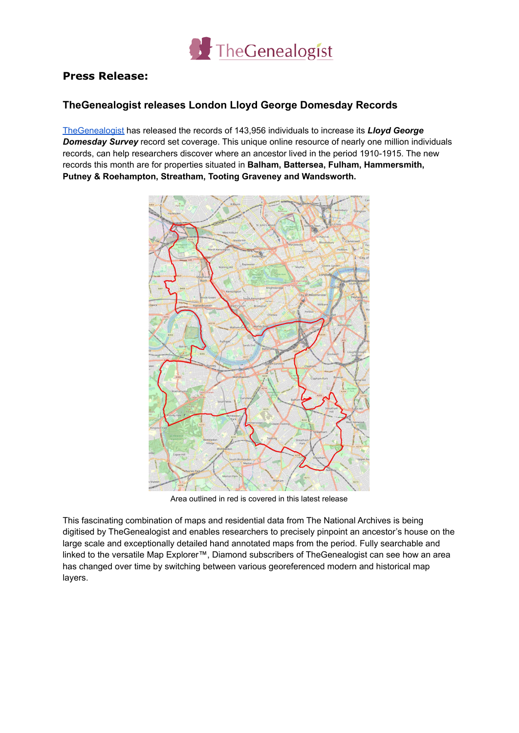## Press Release:

### TheGenealogist releases London Lloyd George Domesday Records

TheGenealogist has released the records of 143,956 individuals to increase its ***Lloyd George Domesday Survey*** record set coverage. This unique online resource of nearly one million individuals records, can help researchers discover where an ancestor lived in the period 1910-1915. The new records this month are for properties situated in **Balham, Battersea, Fulham, Hammersmith, Putney & Roehampton, Streatham, Tooting Graveney and Wandsworth.**

Area outlined in red is covered in this latest release

This fascinating combination of maps and residential data from The National Archives is being digitised by TheGenealogist and enables researchers to precisely pinpoint an ancestor's house on the large scale and exceptionally detailed hand annotated maps from the period. Fully searchable and linked to the versatile Map Explorer™, Diamond subscribers of TheGenealogist can see how an area has changed over time by switching between various georeferenced modern and historical map layers.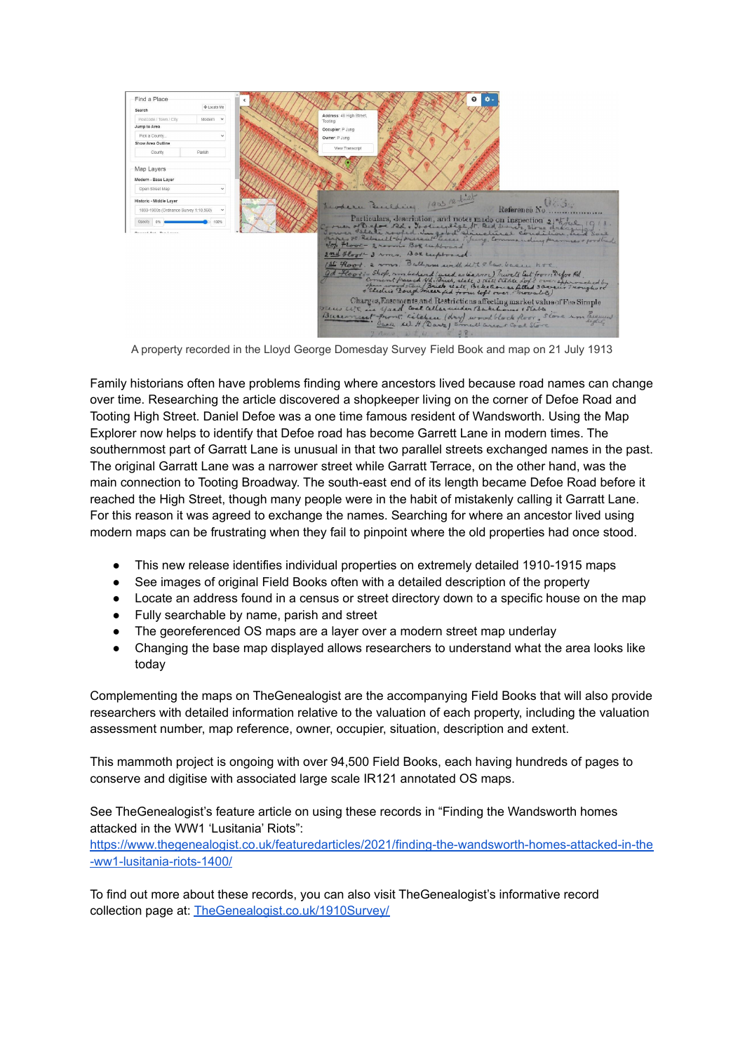A property recorded in the Lloyd George Domesday Survey Field Book and map on 21 July 1913

Family historians often have problems finding where ancestors lived because road names can change over time. Researching the article discovered a shopkeeper living on the corner of Defoe Road and Tooting High Street. Daniel Defoe was a one time famous resident of Wandsworth. Using the Map Explorer now helps to identify that Defoe road has become Garrett Lane in modern times. The southernmost part of Garratt Lane is unusual in that two parallel streets exchanged names in the past. The original Garratt Lane was a narrower street while Garratt Terrace, on the other hand, was the main connection to Tooting Broadway. The south-east end of its length became Defoe Road before it reached the High Street, though many people were in the habit of mistakenly calling it Garratt Lane. For this reason it was agreed to exchange the names. Searching for where an ancestor lived using modern maps can be frustrating when they fail to pinpoint where the old properties had once stood.

- This new release identifies individual properties on extremely detailed 1910-1915 maps
- See images of original Field Books often with a detailed description of the property
- Locate an address found in a census or street directory down to a specific house on the map
- Fully searchable by name, parish and street
- The georeferenced OS maps are a layer over a modern street map underlay
- Changing the base map displayed allows researchers to understand what the area looks like today

Complementing the maps on TheGenealogist are the accompanying Field Books that will also provide researchers with detailed information relative to the valuation of each property, including the valuation assessment number, map reference, owner, occupier, situation, description and extent.

This mammoth project is ongoing with over 94,500 Field Books, each having hundreds of pages to conserve and digitise with associated large scale IR121 annotated OS maps.

See TheGenealogist's feature article on using these records in "Finding the Wandsworth homes attacked in the WW1 'Lusitania' Riots":
https://www.thegenealogist.co.uk/featuredarticles/2021/finding-the-wandsworth-homes-attacked-in-the-ww1-lusitania-riots-1400/

To find out more about these records, you can also visit TheGenealogist's informative record collection page at: TheGenealogist.co.uk/1910Survey/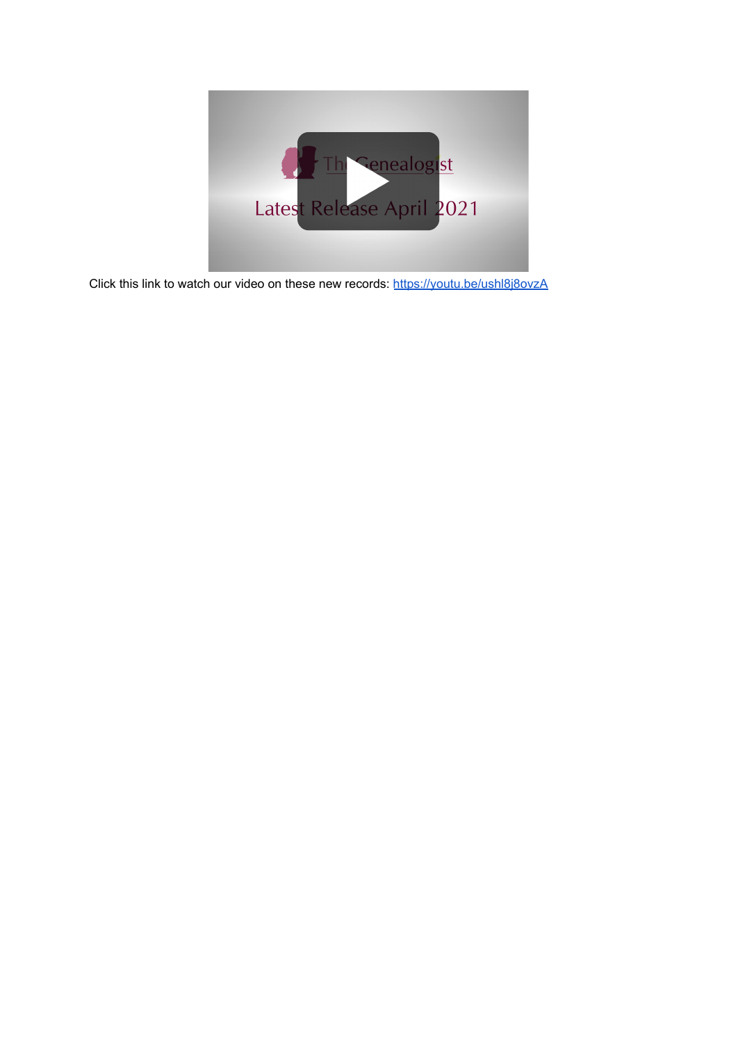Click this link to watch our video on these new records: https://youtu.be/ushl8j8ovzA